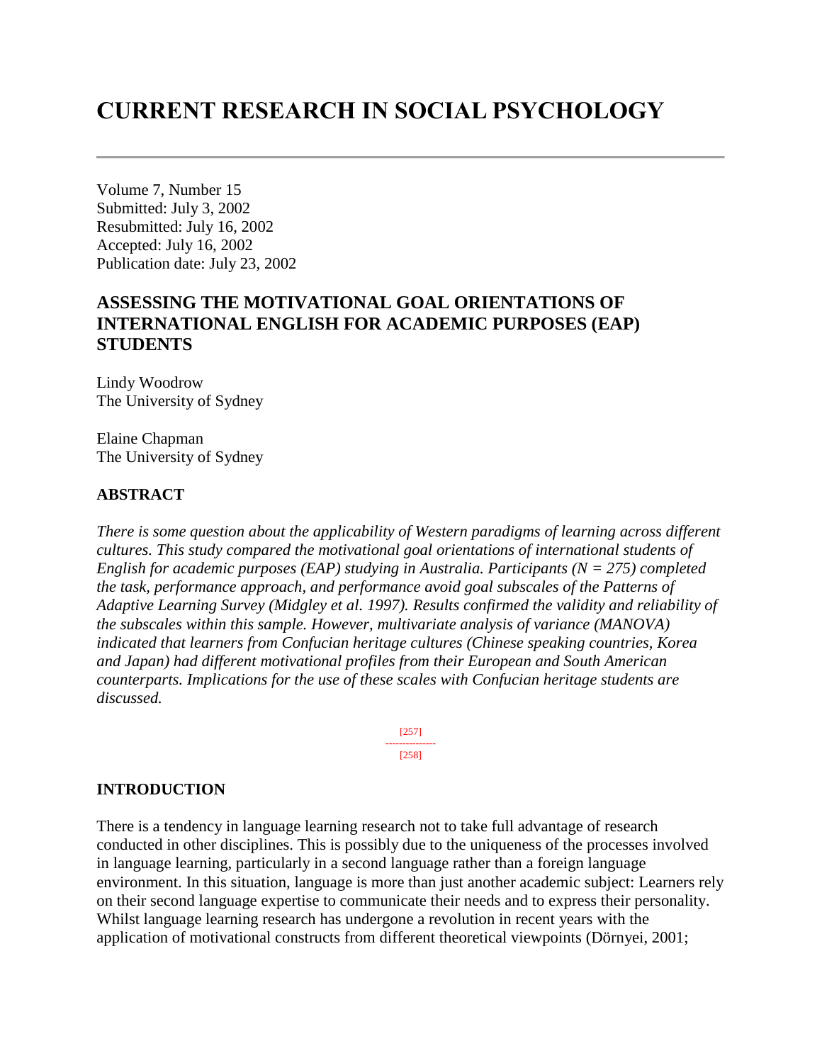# CURRENT RESEARCH IN SOCIAL PSYCHOLOGY

Volume 7, Number 15
Submitted: July 3, 2002
Resubmitted: July 16, 2002
Accepted: July 16, 2002
Publication date: July 23, 2002

## ASSESSING THE MOTIVATIONAL GOAL ORIENTATIONS OF INTERNATIONAL ENGLISH FOR ACADEMIC PURPOSES (EAP) STUDENTS

Lindy Woodrow
The University of Sydney

Elaine Chapman
The University of Sydney

### ABSTRACT

*There is some question about the applicability of Western paradigms of learning across different cultures. This study compared the motivational goal orientations of international students of English for academic purposes (EAP) studying in Australia. Participants (N = 275) completed the task, performance approach, and performance avoid goal subscales of the Patterns of Adaptive Learning Survey (Midgley et al. 1997). Results confirmed the validity and reliability of the subscales within this sample. However, multivariate analysis of variance (MANOVA) indicated that learners from Confucian heritage cultures (Chinese speaking countries, Korea and Japan) had different motivational profiles from their European and South American counterparts. Implications for the use of these scales with Confucian heritage students are discussed.*

### INTRODUCTION

There is a tendency in language learning research not to take full advantage of research conducted in other disciplines. This is possibly due to the uniqueness of the processes involved in language learning, particularly in a second language rather than a foreign language environment. In this situation, language is more than just another academic subject: Learners rely on their second language expertise to communicate their needs and to express their personality. Whilst language learning research has undergone a revolution in recent years with the application of motivational constructs from different theoretical viewpoints (Dörnyei, 2001;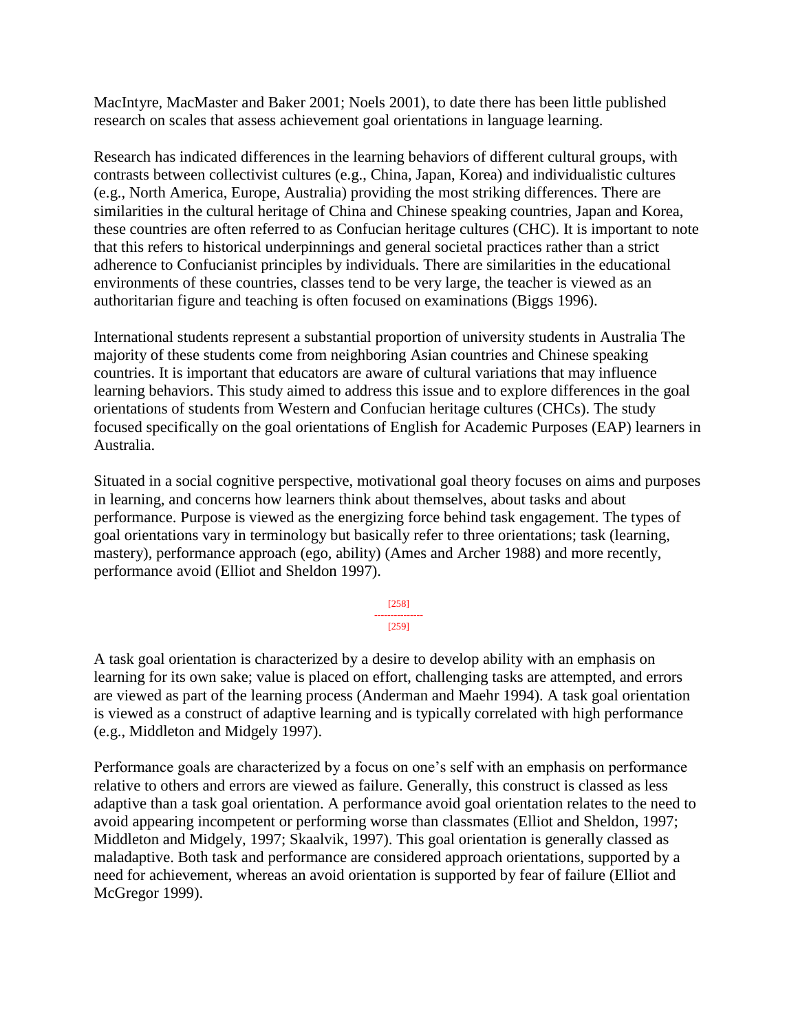MacIntyre, MacMaster and Baker 2001; Noels 2001), to date there has been little published research on scales that assess achievement goal orientations in language learning.

Research has indicated differences in the learning behaviors of different cultural groups, with contrasts between collectivist cultures (e.g., China, Japan, Korea) and individualistic cultures (e.g., North America, Europe, Australia) providing the most striking differences. There are similarities in the cultural heritage of China and Chinese speaking countries, Japan and Korea, these countries are often referred to as Confucian heritage cultures (CHC). It is important to note that this refers to historical underpinnings and general societal practices rather than a strict adherence to Confucianist principles by individuals. There are similarities in the educational environments of these countries, classes tend to be very large, the teacher is viewed as an authoritarian figure and teaching is often focused on examinations (Biggs 1996).

International students represent a substantial proportion of university students in Australia The majority of these students come from neighboring Asian countries and Chinese speaking countries. It is important that educators are aware of cultural variations that may influence learning behaviors. This study aimed to address this issue and to explore differences in the goal orientations of students from Western and Confucian heritage cultures (CHCs). The study focused specifically on the goal orientations of English for Academic Purposes (EAP) learners in Australia.

Situated in a social cognitive perspective, motivational goal theory focuses on aims and purposes in learning, and concerns how learners think about themselves, about tasks and about performance. Purpose is viewed as the energizing force behind task engagement. The types of goal orientations vary in terminology but basically refer to three orientations; task (learning, mastery), performance approach (ego, ability) (Ames and Archer 1988) and more recently, performance avoid (Elliot and Sheldon 1997).

A task goal orientation is characterized by a desire to develop ability with an emphasis on learning for its own sake; value is placed on effort, challenging tasks are attempted, and errors are viewed as part of the learning process (Anderman and Maehr 1994). A task goal orientation is viewed as a construct of adaptive learning and is typically correlated with high performance (e.g., Middleton and Midgely 1997).

Performance goals are characterized by a focus on one's self with an emphasis on performance relative to others and errors are viewed as failure. Generally, this construct is classed as less adaptive than a task goal orientation. A performance avoid goal orientation relates to the need to avoid appearing incompetent or performing worse than classmates (Elliot and Sheldon, 1997; Middleton and Midgely, 1997; Skaalvik, 1997). This goal orientation is generally classed as maladaptive. Both task and performance are considered approach orientations, supported by a need for achievement, whereas an avoid orientation is supported by fear of failure (Elliot and McGregor 1999).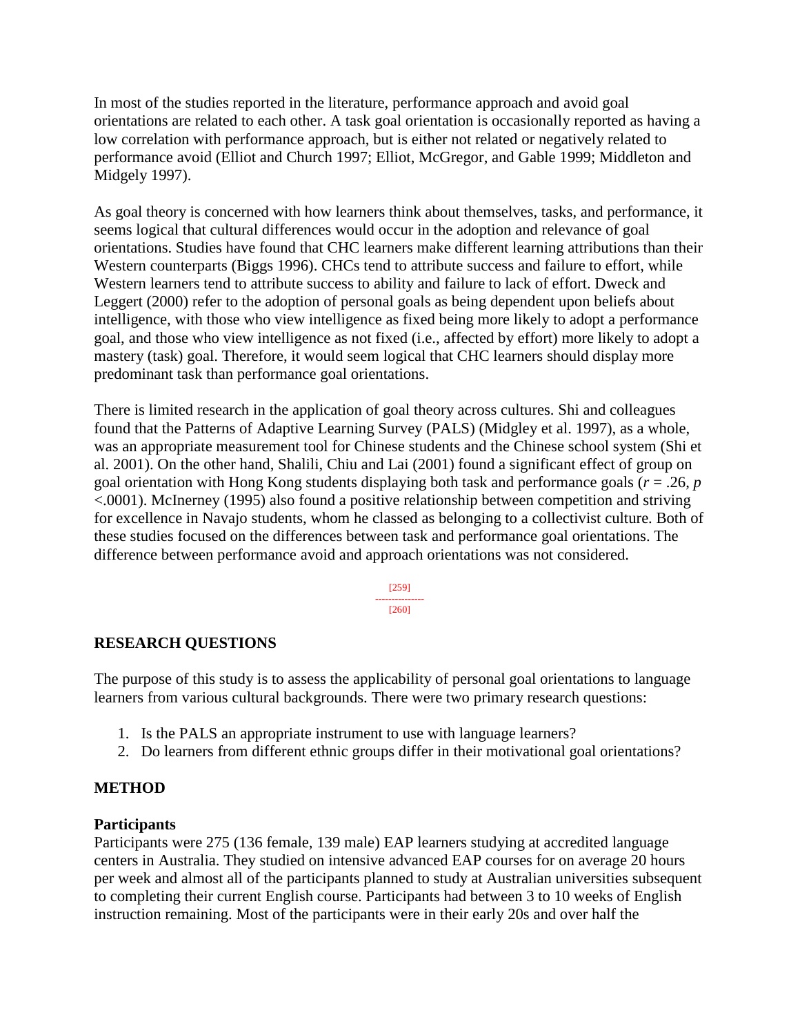In most of the studies reported in the literature, performance approach and avoid goal orientations are related to each other. A task goal orientation is occasionally reported as having a low correlation with performance approach, but is either not related or negatively related to performance avoid (Elliot and Church 1997; Elliot, McGregor, and Gable 1999; Middleton and Midgely 1997).

As goal theory is concerned with how learners think about themselves, tasks, and performance, it seems logical that cultural differences would occur in the adoption and relevance of goal orientations. Studies have found that CHC learners make different learning attributions than their Western counterparts (Biggs 1996). CHCs tend to attribute success and failure to effort, while Western learners tend to attribute success to ability and failure to lack of effort. Dweck and Leggert (2000) refer to the adoption of personal goals as being dependent upon beliefs about intelligence, with those who view intelligence as fixed being more likely to adopt a performance goal, and those who view intelligence as not fixed (i.e., affected by effort) more likely to adopt a mastery (task) goal. Therefore, it would seem logical that CHC learners should display more predominant task than performance goal orientations.

There is limited research in the application of goal theory across cultures. Shi and colleagues found that the Patterns of Adaptive Learning Survey (PALS) (Midgley et al. 1997), as a whole, was an appropriate measurement tool for Chinese students and the Chinese school system (Shi et al. 2001). On the other hand, Shalili, Chiu and Lai (2001) found a significant effect of group on goal orientation with Hong Kong students displaying both task and performance goals ($r = .26$, $p < .0001$). McInerney (1995) also found a positive relationship between competition and striving for excellence in Navajo students, whom he classed as belonging to a collectivist culture. Both of these studies focused on the differences between task and performance goal orientations. The difference between performance avoid and approach orientations was not considered.

## RESEARCH QUESTIONS

The purpose of this study is to assess the applicability of personal goal orientations to language learners from various cultural backgrounds. There were two primary research questions:

1. Is the PALS an appropriate instrument to use with language learners?
2. Do learners from different ethnic groups differ in their motivational goal orientations?

## METHOD

### Participants

Participants were 275 (136 female, 139 male) EAP learners studying at accredited language centers in Australia. They studied on intensive advanced EAP courses for on average 20 hours per week and almost all of the participants planned to study at Australian universities subsequent to completing their current English course. Participants had between 3 to 10 weeks of English instruction remaining. Most of the participants were in their early 20s and over half the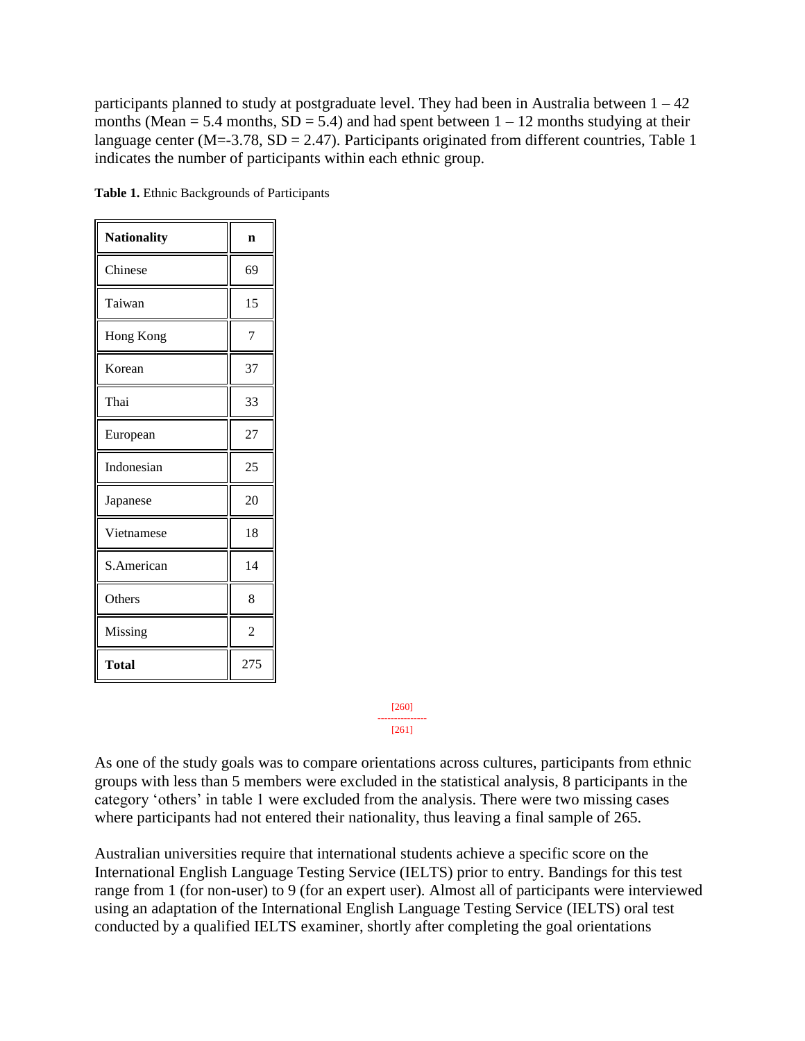participants planned to study at postgraduate level. They had been in Australia between 1 – 42 months (Mean = 5.4 months, SD = 5.4) and had spent between 1 – 12 months studying at their language center (M=-3.78, SD = 2.47). Participants originated from different countries, Table 1 indicates the number of participants within each ethnic group.

**Table 1.** Ethnic Backgrounds of Participants

| **Nationality** | **n** |
|---|---|
| Chinese | 69 |
| Taiwan | 15 |
| Hong Kong | 7 |
| Korean | 37 |
| Thai | 33 |
| European | 27 |
| Indonesian | 25 |
| Japanese | 20 |
| Vietnamese | 18 |
| S.American | 14 |
| Others | 8 |
| Missing | 2 |
| **Total** | 275 |

As one of the study goals was to compare orientations across cultures, participants from ethnic groups with less than 5 members were excluded in the statistical analysis, 8 participants in the category 'others' in table 1 were excluded from the analysis. There were two missing cases where participants had not entered their nationality, thus leaving a final sample of 265.

Australian universities require that international students achieve a specific score on the International English Language Testing Service (IELTS) prior to entry. Bandings for this test range from 1 (for non-user) to 9 (for an expert user). Almost all of participants were interviewed using an adaptation of the International English Language Testing Service (IELTS) oral test conducted by a qualified IELTS examiner, shortly after completing the goal orientations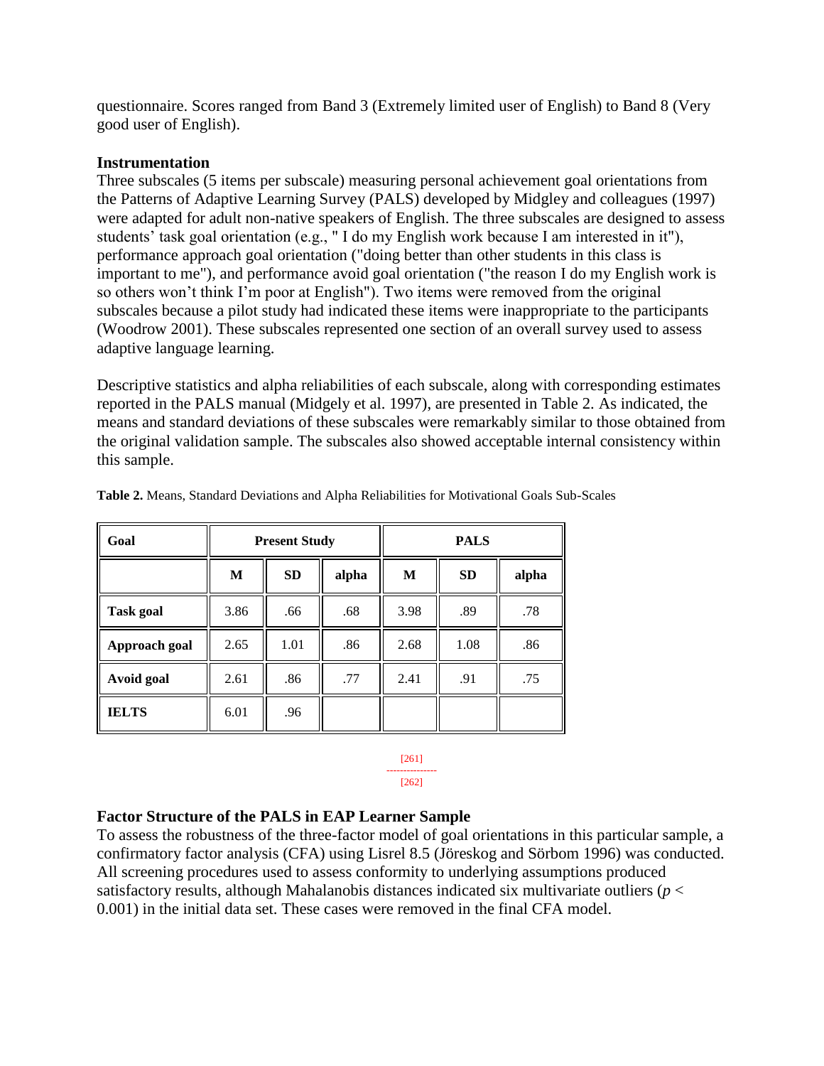questionnaire. Scores ranged from Band 3 (Extremely limited user of English) to Band 8 (Very good user of English).

### Instrumentation

Three subscales (5 items per subscale) measuring personal achievement goal orientations from the Patterns of Adaptive Learning Survey (PALS) developed by Midgley and colleagues (1997) were adapted for adult non-native speakers of English. The three subscales are designed to assess students' task goal orientation (e.g., " I do my English work because I am interested in it"), performance approach goal orientation ("doing better than other students in this class is important to me"), and performance avoid goal orientation ("the reason I do my English work is so others won't think I'm poor at English"). Two items were removed from the original subscales because a pilot study had indicated these items were inappropriate to the participants (Woodrow 2001). These subscales represented one section of an overall survey used to assess adaptive language learning.

Descriptive statistics and alpha reliabilities of each subscale, along with corresponding estimates reported in the PALS manual (Midgely et al. 1997), are presented in Table 2. As indicated, the means and standard deviations of these subscales were remarkably similar to those obtained from the original validation sample. The subscales also showed acceptable internal consistency within this sample.

**Table 2.** Means, Standard Deviations and Alpha Reliabilities for Motivational Goals Sub-Scales

| Goal | Present Study | | | PALS | | |
|---|---|---|---|---|---|---|
| | M | SD | alpha | M | SD | alpha |
| **Task goal** | 3.86 | .66 | .68 | 3.98 | .89 | .78 |
| **Approach goal** | 2.65 | 1.01 | .86 | 2.68 | 1.08 | .86 |
| **Avoid goal** | 2.61 | .86 | .77 | 2.41 | .91 | .75 |
| **IELTS** | 6.01 | .96 | | | | |

### Factor Structure of the PALS in EAP Learner Sample

To assess the robustness of the three-factor model of goal orientations in this particular sample, a confirmatory factor analysis (CFA) using Lisrel 8.5 (Jöreskog and Sörbom 1996) was conducted. All screening procedures used to assess conformity to underlying assumptions produced satisfactory results, although Mahalanobis distances indicated six multivariate outliers ($p < 0.001$) in the initial data set. These cases were removed in the final CFA model.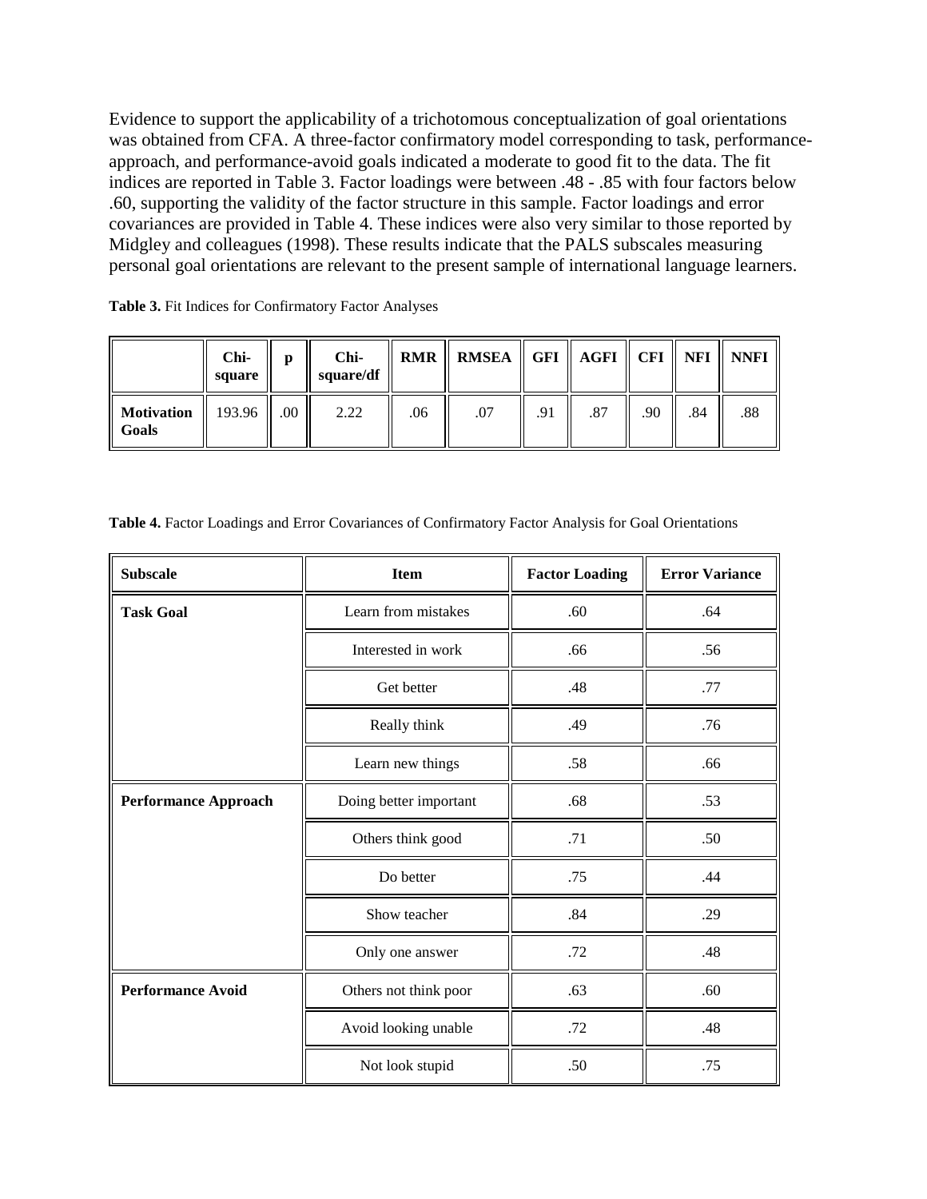Evidence to support the applicability of a trichotomous conceptualization of goal orientations was obtained from CFA. A three-factor confirmatory model corresponding to task, performance-approach, and performance-avoid goals indicated a moderate to good fit to the data. The fit indices are reported in Table 3. Factor loadings were between .48 - .85 with four factors below .60, supporting the validity of the factor structure in this sample. Factor loadings and error covariances are provided in Table 4. These indices were also very similar to those reported by Midgley and colleagues (1998). These results indicate that the PALS subscales measuring personal goal orientations are relevant to the present sample of international language learners.

**Table 3.** Fit Indices for Confirmatory Factor Analyses

| | **Chi-square** | **p** | **Chi-square/df** | **RMR** | **RMSEA** | **GFI** | **AGFI** | **CFI** | **NFI** | **NNFI** |
|---|---|---|---|---|---|---|---|---|---|---|
| **Motivation Goals** | 193.96 | .00 | 2.22 | .06 | .07 | .91 | .87 | .90 | .84 | .88 |

**Table 4.** Factor Loadings and Error Covariances of Confirmatory Factor Analysis for Goal Orientations

| **Subscale** | **Item** | **Factor Loading** | **Error Variance** |
|---|---|---|---|
| **Task Goal** | Learn from mistakes | .60 | .64 |
| | Interested in work | .66 | .56 |
| | Get better | .48 | .77 |
| | Really think | .49 | .76 |
| | Learn new things | .58 | .66 |
| **Performance Approach** | Doing better important | .68 | .53 |
| | Others think good | .71 | .50 |
| | Do better | .75 | .44 |
| | Show teacher | .84 | .29 |
| | Only one answer | .72 | .48 |
| **Performance Avoid** | Others not think poor | .63 | .60 |
| | Avoid looking unable | .72 | .48 |
| | Not look stupid | .50 | .75 |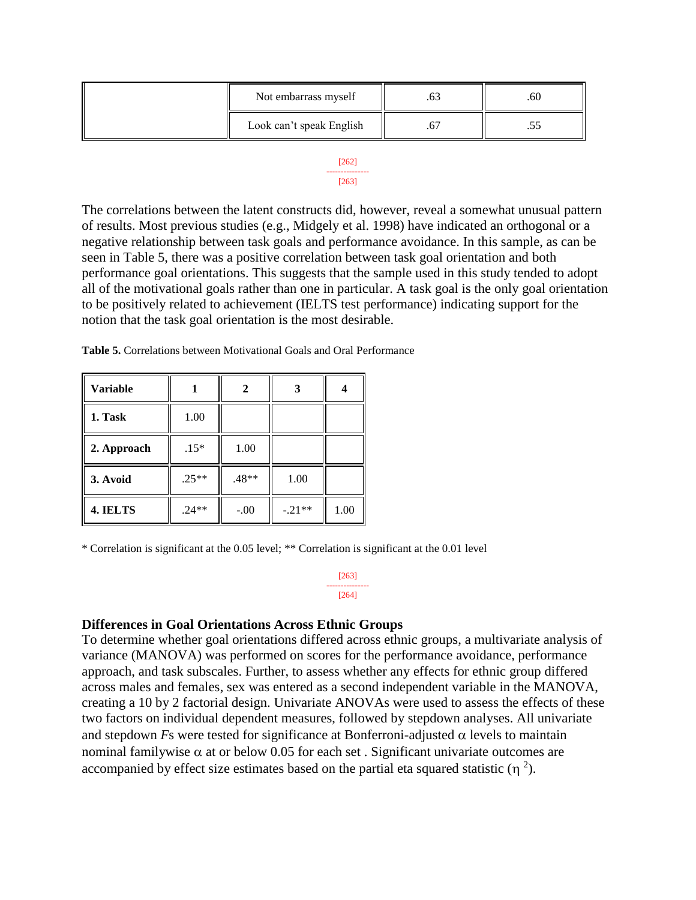| | Not embarrass myself | .63 | .60 |
|---|---|---|---|
| | Look can't speak English | .67 | .55 |

The correlations between the latent constructs did, however, reveal a somewhat unusual pattern of results. Most previous studies (e.g., Midgely et al. 1998) have indicated an orthogonal or a negative relationship between task goals and performance avoidance. In this sample, as can be seen in Table 5, there was a positive correlation between task goal orientation and both performance goal orientations. This suggests that the sample used in this study tended to adopt all of the motivational goals rather than one in particular. A task goal is the only goal orientation to be positively related to achievement (IELTS test performance) indicating support for the notion that the task goal orientation is the most desirable.

**Table 5.** Correlations between Motivational Goals and Oral Performance

| Variable | 1 | 2 | 3 | 4 |
|---|---|---|---|---|
| **1. Task** | 1.00 | | | |
| **2. Approach** | .15* | 1.00 | | |
| **3. Avoid** | .25** | .48** | 1.00 | |
| **4. IELTS** | .24** | -.00 | -.21** | 1.00 |

\* Correlation is significant at the 0.05 level; ** Correlation is significant at the 0.01 level

### Differences in Goal Orientations Across Ethnic Groups

To determine whether goal orientations differed across ethnic groups, a multivariate analysis of variance (MANOVA) was performed on scores for the performance avoidance, performance approach, and task subscales. Further, to assess whether any effects for ethnic group differed across males and females, sex was entered as a second independent variable in the MANOVA, creating a 10 by 2 factorial design. Univariate ANOVAs were used to assess the effects of these two factors on individual dependent measures, followed by stepdown analyses. All univariate and stepdown *F*s were tested for significance at Bonferroni-adjusted $\alpha$ levels to maintain nominal familywise $\alpha$ at or below 0.05 for each set . Significant univariate outcomes are accompanied by effect size estimates based on the partial eta squared statistic ($\eta^2$).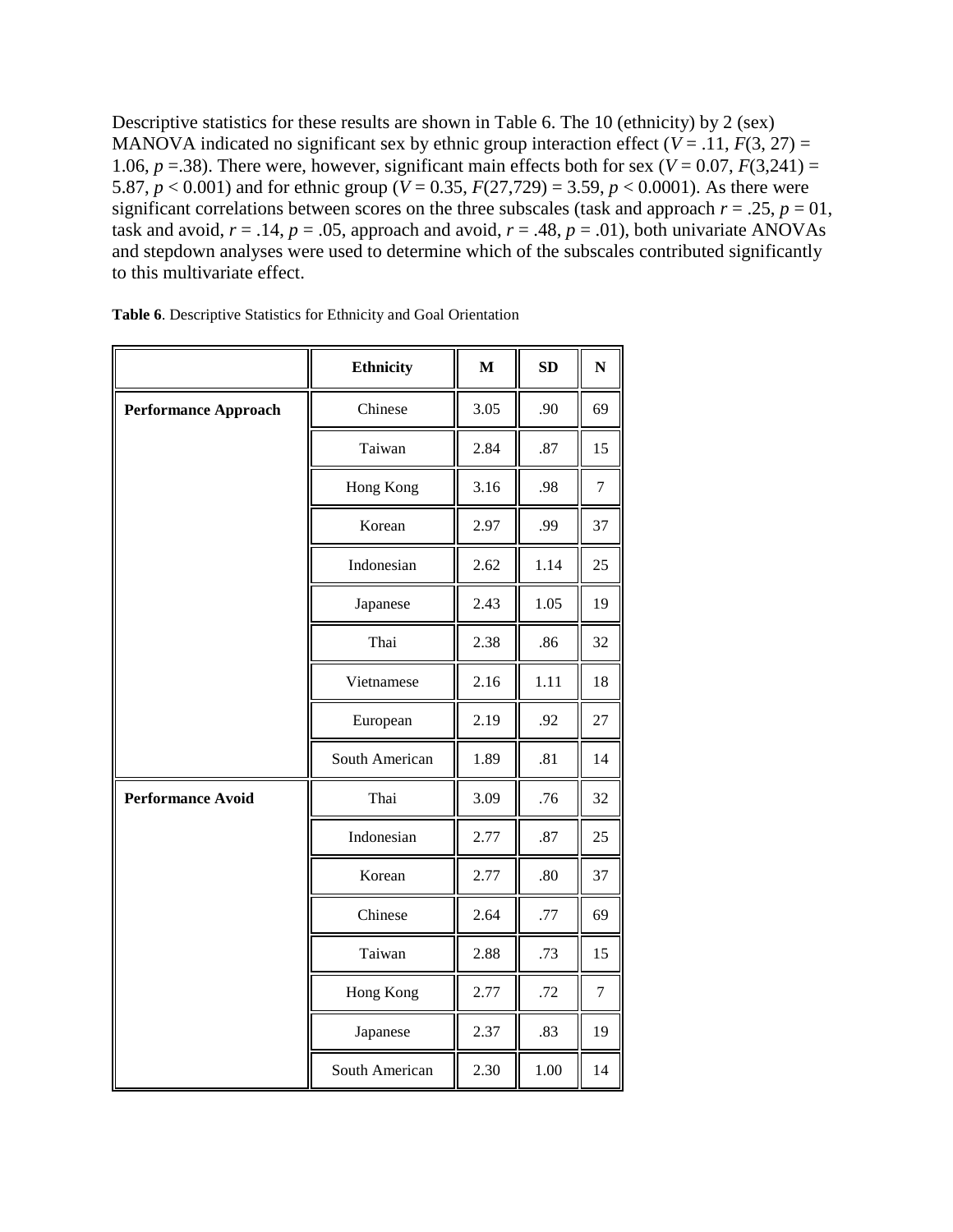Descriptive statistics for these results are shown in Table 6. The 10 (ethnicity) by 2 (sex) MANOVA indicated no significant sex by ethnic group interaction effect ($V = .11$, $F(3, 27) = 1.06$, $p = .38$). There were, however, significant main effects both for sex ($V = 0.07$, $F(3,241) = 5.87$, $p < 0.001$) and for ethnic group ($V = 0.35$, $F(27,729) = 3.59$, $p < 0.0001$). As there were significant correlations between scores on the three subscales (task and approach $r = .25$, $p = 01$, task and avoid, $r = .14$, $p = .05$, approach and avoid, $r = .48$, $p = .01$), both univariate ANOVAs and stepdown analyses were used to determine which of the subscales contributed significantly to this multivariate effect.

**Table 6**. Descriptive Statistics for Ethnicity and Goal Orientation

| | Ethnicity | M | SD | N |
|---|---|---|---|---|
| **Performance Approach** | Chinese | 3.05 | .90 | 69 |
| | Taiwan | 2.84 | .87 | 15 |
| | Hong Kong | 3.16 | .98 | 7 |
| | Korean | 2.97 | .99 | 37 |
| | Indonesian | 2.62 | 1.14 | 25 |
| | Japanese | 2.43 | 1.05 | 19 |
| | Thai | 2.38 | .86 | 32 |
| | Vietnamese | 2.16 | 1.11 | 18 |
| | European | 2.19 | .92 | 27 |
| | South American | 1.89 | .81 | 14 |
| **Performance Avoid** | Thai | 3.09 | .76 | 32 |
| | Indonesian | 2.77 | .87 | 25 |
| | Korean | 2.77 | .80 | 37 |
| | Chinese | 2.64 | .77 | 69 |
| | Taiwan | 2.88 | .73 | 15 |
| | Hong Kong | 2.77 | .72 | 7 |
| | Japanese | 2.37 | .83 | 19 |
| | South American | 2.30 | 1.00 | 14 |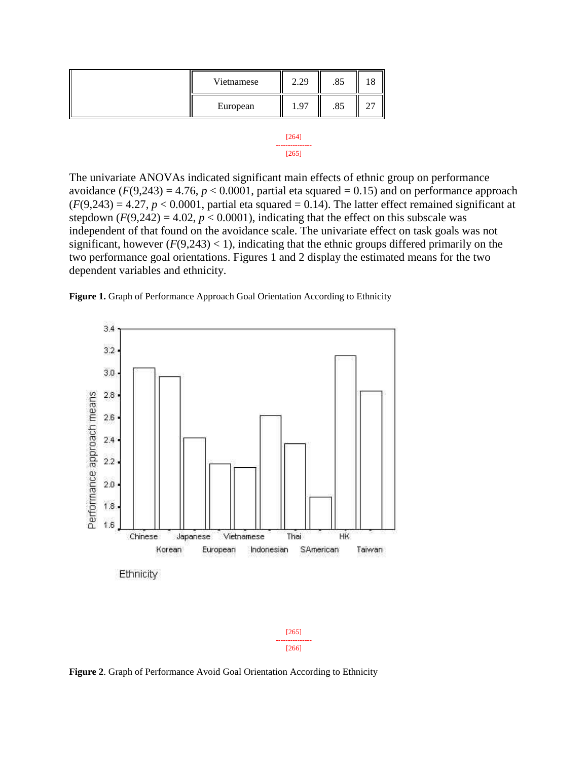| | Vietnamese | 2.29 | .85 | 18 |
|---|---|---|---|---|
| | European | 1.97 | .85 | 27 |

The univariate ANOVAs indicated significant main effects of ethnic group on performance avoidance ($F(9,243) = 4.76$, $p < 0.0001$, partial eta squared = 0.15) and on performance approach ($F(9,243) = 4.27$, $p < 0.0001$, partial eta squared = 0.14). The latter effect remained significant at stepdown ($F(9,242) = 4.02$, $p < 0.0001$), indicating that the effect on this subscale was independent of that found on the avoidance scale. The univariate effect on task goals was not significant, however ($F(9,243) < 1$), indicating that the ethnic groups differed primarily on the two performance goal orientations. Figures 1 and 2 display the estimated means for the two dependent variables and ethnicity.

**Figure 1.** Graph of Performance Approach Goal Orientation According to Ethnicity

**Figure 2**. Graph of Performance Avoid Goal Orientation According to Ethnicity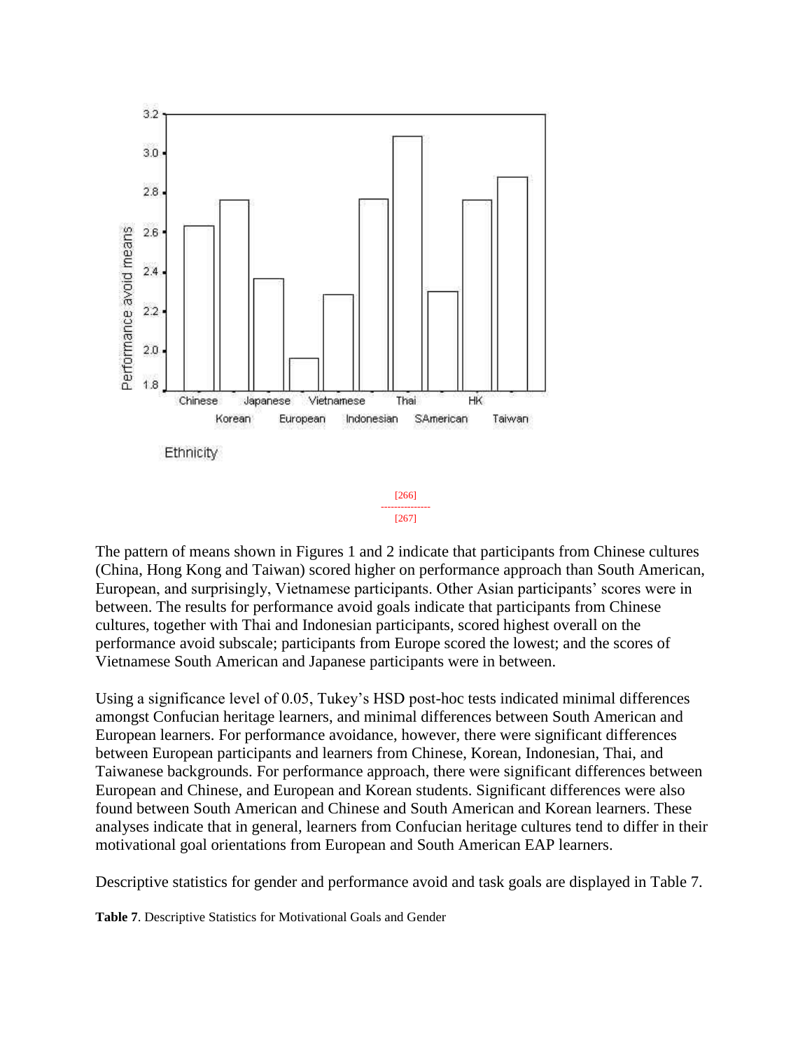The pattern of means shown in Figures 1 and 2 indicate that participants from Chinese cultures (China, Hong Kong and Taiwan) scored higher on performance approach than South American, European, and surprisingly, Vietnamese participants. Other Asian participants' scores were in between. The results for performance avoid goals indicate that participants from Chinese cultures, together with Thai and Indonesian participants, scored highest overall on the performance avoid subscale; participants from Europe scored the lowest; and the scores of Vietnamese South American and Japanese participants were in between.

Using a significance level of 0.05, Tukey's HSD post-hoc tests indicated minimal differences amongst Confucian heritage learners, and minimal differences between South American and European learners. For performance avoidance, however, there were significant differences between European participants and learners from Chinese, Korean, Indonesian, Thai, and Taiwanese backgrounds. For performance approach, there were significant differences between European and Chinese, and European and Korean students. Significant differences were also found between South American and Chinese and South American and Korean learners. These analyses indicate that in general, learners from Confucian heritage cultures tend to differ in their motivational goal orientations from European and South American EAP learners.

Descriptive statistics for gender and performance avoid and task goals are displayed in Table 7.

**Table 7**. Descriptive Statistics for Motivational Goals and Gender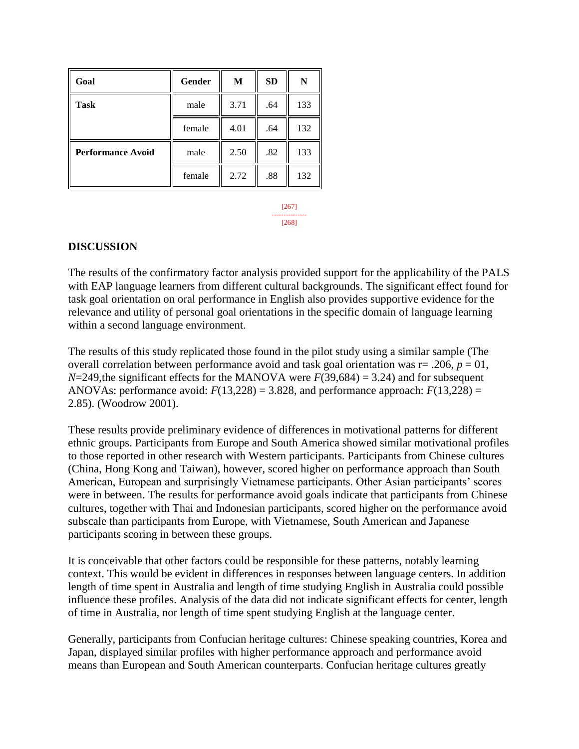| Goal | Gender | M | SD | N |
| --- | --- | --- | --- | --- |
| **Task** | male | 3.71 | .64 | 133 |
| | female | 4.01 | .64 | 132 |
| **Performance Avoid** | male | 2.50 | .82 | 133 |
| | female | 2.72 | .88 | 132 |

## DISCUSSION

The results of the confirmatory factor analysis provided support for the applicability of the PALS with EAP language learners from different cultural backgrounds. The significant effect found for task goal orientation on oral performance in English also provides supportive evidence for the relevance and utility of personal goal orientations in the specific domain of language learning within a second language environment.

The results of this study replicated those found in the pilot study using a similar sample (The overall correlation between performance avoid and task goal orientation was r= .206, $p$ = 01, $N$=249,the significant effects for the MANOVA were $F(39,684) = 3.24$) and for subsequent ANOVAs: performance avoid: $F(13,228) = 3.828$, and performance approach: $F(13,228) = 2.85$). (Woodrow 2001).

These results provide preliminary evidence of differences in motivational patterns for different ethnic groups. Participants from Europe and South America showed similar motivational profiles to those reported in other research with Western participants. Participants from Chinese cultures (China, Hong Kong and Taiwan), however, scored higher on performance approach than South American, European and surprisingly Vietnamese participants. Other Asian participants' scores were in between. The results for performance avoid goals indicate that participants from Chinese cultures, together with Thai and Indonesian participants, scored higher on the performance avoid subscale than participants from Europe, with Vietnamese, South American and Japanese participants scoring in between these groups.

It is conceivable that other factors could be responsible for these patterns, notably learning context. This would be evident in differences in responses between language centers. In addition length of time spent in Australia and length of time studying English in Australia could possible influence these profiles. Analysis of the data did not indicate significant effects for center, length of time in Australia, nor length of time spent studying English at the language center.

Generally, participants from Confucian heritage cultures: Chinese speaking countries, Korea and Japan, displayed similar profiles with higher performance approach and performance avoid means than European and South American counterparts. Confucian heritage cultures greatly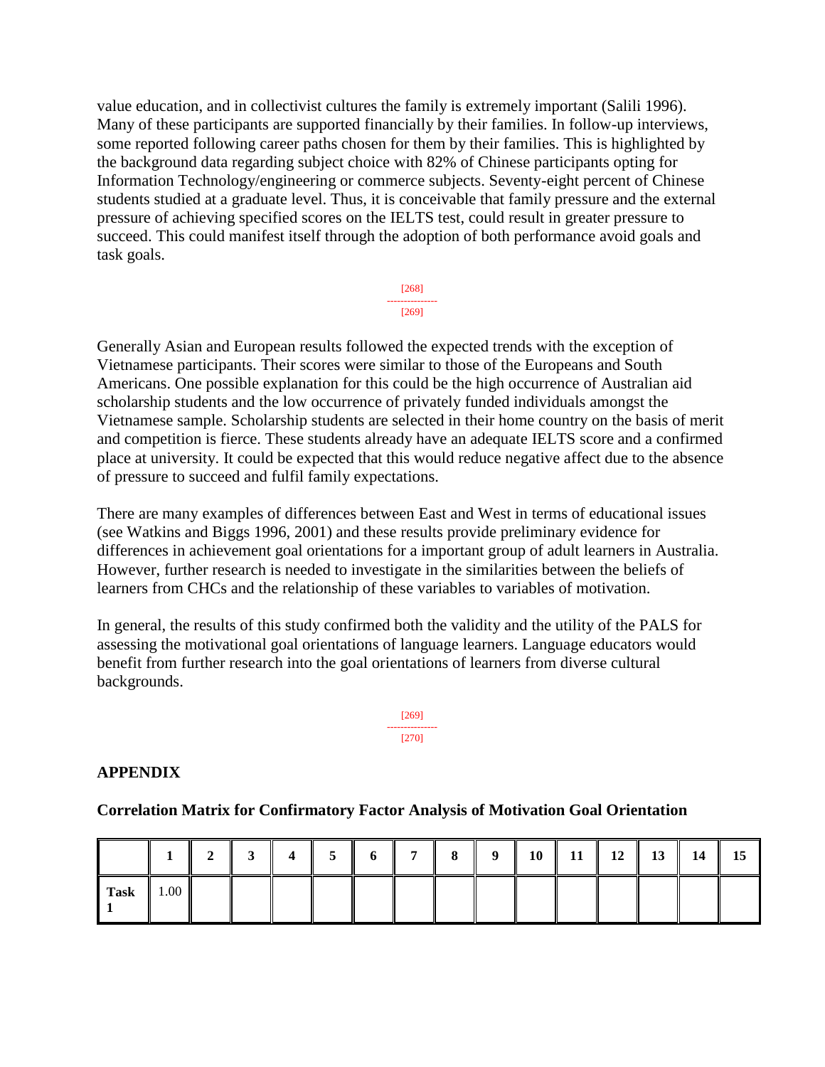value education, and in collectivist cultures the family is extremely important (Salili 1996). Many of these participants are supported financially by their families. In follow-up interviews, some reported following career paths chosen for them by their families. This is highlighted by the background data regarding subject choice with 82% of Chinese participants opting for Information Technology/engineering or commerce subjects. Seventy-eight percent of Chinese students studied at a graduate level. Thus, it is conceivable that family pressure and the external pressure of achieving specified scores on the IELTS test, could result in greater pressure to succeed. This could manifest itself through the adoption of both performance avoid goals and task goals.

Generally Asian and European results followed the expected trends with the exception of Vietnamese participants. Their scores were similar to those of the Europeans and South Americans. One possible explanation for this could be the high occurrence of Australian aid scholarship students and the low occurrence of privately funded individuals amongst the Vietnamese sample. Scholarship students are selected in their home country on the basis of merit and competition is fierce. These students already have an adequate IELTS score and a confirmed place at university. It could be expected that this would reduce negative affect due to the absence of pressure to succeed and fulfil family expectations.

There are many examples of differences between East and West in terms of educational issues (see Watkins and Biggs 1996, 2001) and these results provide preliminary evidence for differences in achievement goal orientations for a important group of adult learners in Australia. However, further research is needed to investigate in the similarities between the beliefs of learners from CHCs and the relationship of these variables to variables of motivation.

In general, the results of this study confirmed both the validity and the utility of the PALS for assessing the motivational goal orientations of language learners. Language educators would benefit from further research into the goal orientations of learners from diverse cultural backgrounds.

## APPENDIX

### Correlation Matrix for Confirmatory Factor Analysis of Motivation Goal Orientation

| | 1 | 2 | 3 | 4 | 5 | 6 | 7 | 8 | 9 | 10 | 11 | 12 | 13 | 14 | 15 |
|---|---|---|---|---|---|---|---|---|---|---|---|---|---|---|---|
| **Task 1** | 1.00 | | | | | | | | | | | | | | |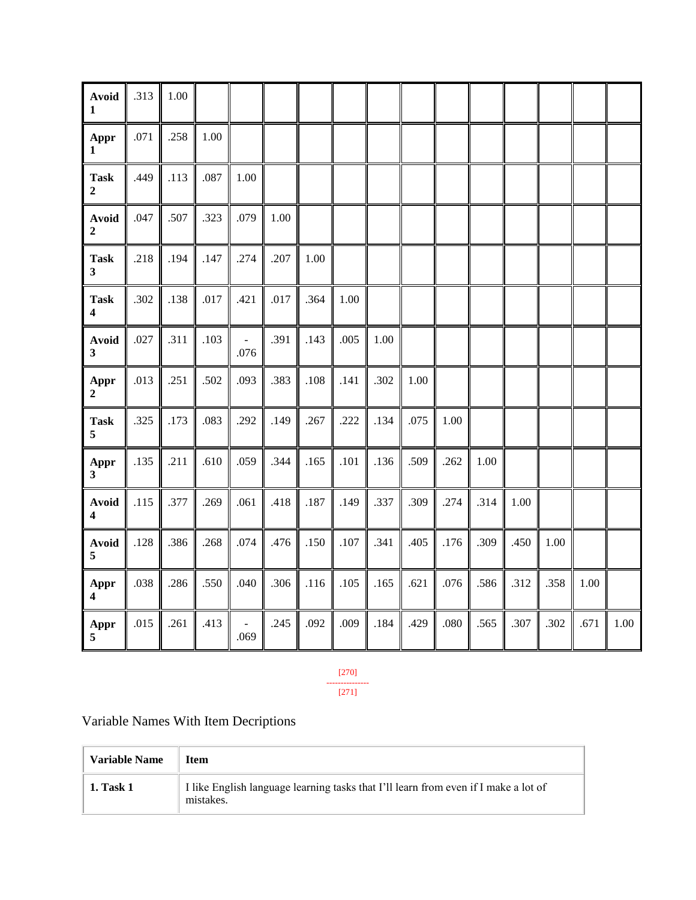| | | | | | | | | | | | | | | | |
|---|---|---|---|---|---|---|---|---|---|---|---|---|---|---|---|
| **Avoid 1** | .313 | 1.00 | | | | | | | | | | | | | |
| **Appr 1** | .071 | .258 | 1.00 | | | | | | | | | | | | |
| **Task 2** | .449 | .113 | .087 | 1.00 | | | | | | | | | | | |
| **Avoid 2** | .047 | .507 | .323 | .079 | 1.00 | | | | | | | | | | |
| **Task 3** | .218 | .194 | .147 | .274 | .207 | 1.00 | | | | | | | | | |
| **Task 4** | .302 | .138 | .017 | .421 | .017 | .364 | 1.00 | | | | | | | | |
| **Avoid 3** | .027 | .311 | .103 | -.076 | .391 | .143 | .005 | 1.00 | | | | | | | |
| **Appr 2** | .013 | .251 | .502 | .093 | .383 | .108 | .141 | .302 | 1.00 | | | | | | |
| **Task 5** | .325 | .173 | .083 | .292 | .149 | .267 | .222 | .134 | .075 | 1.00 | | | | | |
| **Appr 3** | .135 | .211 | .610 | .059 | .344 | .165 | .101 | .136 | .509 | .262 | 1.00 | | | | |
| **Avoid 4** | .115 | .377 | .269 | .061 | .418 | .187 | .149 | .337 | .309 | .274 | .314 | 1.00 | | | |
| **Avoid 5** | .128 | .386 | .268 | .074 | .476 | .150 | .107 | .341 | .405 | .176 | .309 | .450 | 1.00 | | |
| **Appr 4** | .038 | .286 | .550 | .040 | .306 | .116 | .105 | .165 | .621 | .076 | .586 | .312 | .358 | 1.00 | |
| **Appr 5** | .015 | .261 | .413 | -.069 | .245 | .092 | .009 | .184 | .429 | .080 | .565 | .307 | .302 | .671 | 1.00 |

[270]
---------------
[271]

Variable Names With Item Decriptions

| **Variable Name** | **Item** |
|---|---|
| **1. Task 1** | I like English language learning tasks that I'll learn from even if I make a lot of mistakes. |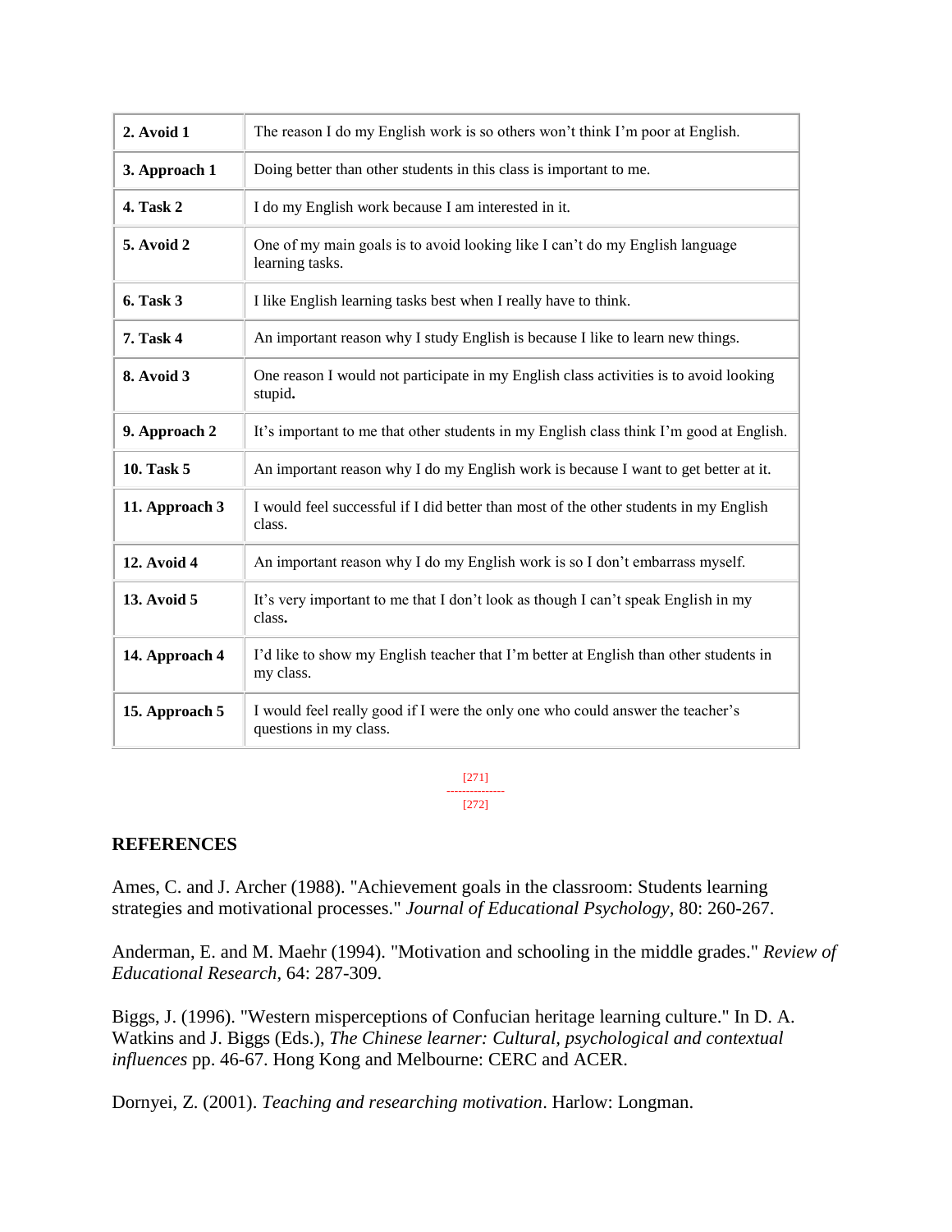| | |
|---|---|
| **2. Avoid 1** | The reason I do my English work is so others won't think I'm poor at English. |
| **3. Approach 1** | Doing better than other students in this class is important to me. |
| **4. Task 2** | I do my English work because I am interested in it. |
| **5. Avoid 2** | One of my main goals is to avoid looking like I can't do my English language learning tasks. |
| **6. Task 3** | I like English learning tasks best when I really have to think. |
| **7. Task 4** | An important reason why I study English is because I like to learn new things. |
| **8. Avoid 3** | One reason I would not participate in my English class activities is to avoid looking stupid**.** |
| **9. Approach 2** | It's important to me that other students in my English class think I'm good at English. |
| **10. Task 5** | An important reason why I do my English work is because I want to get better at it. |
| **11. Approach 3** | I would feel successful if I did better than most of the other students in my English class. |
| **12. Avoid 4** | An important reason why I do my English work is so I don't embarrass myself. |
| **13. Avoid 5** | It's very important to me that I don't look as though I can't speak English in my class**.** |
| **14. Approach 4** | I'd like to show my English teacher that I'm better at English than other students in my class. |
| **15. Approach 5** | I would feel really good if I were the only one who could answer the teacher's questions in my class. |

## REFERENCES

Ames, C. and J. Archer (1988). "Achievement goals in the classroom: Students learning strategies and motivational processes." *Journal of Educational Psychology*, 80: 260-267.

Anderman, E. and M. Maehr (1994). "Motivation and schooling in the middle grades." *Review of Educational Research*, 64: 287-309.

Biggs, J. (1996). "Western misperceptions of Confucian heritage learning culture." In D. A. Watkins and J. Biggs (Eds.), *The Chinese learner: Cultural, psychological and contextual influences* pp. 46-67. Hong Kong and Melbourne: CERC and ACER.

Dornyei, Z. (2001). *Teaching and researching motivation*. Harlow: Longman.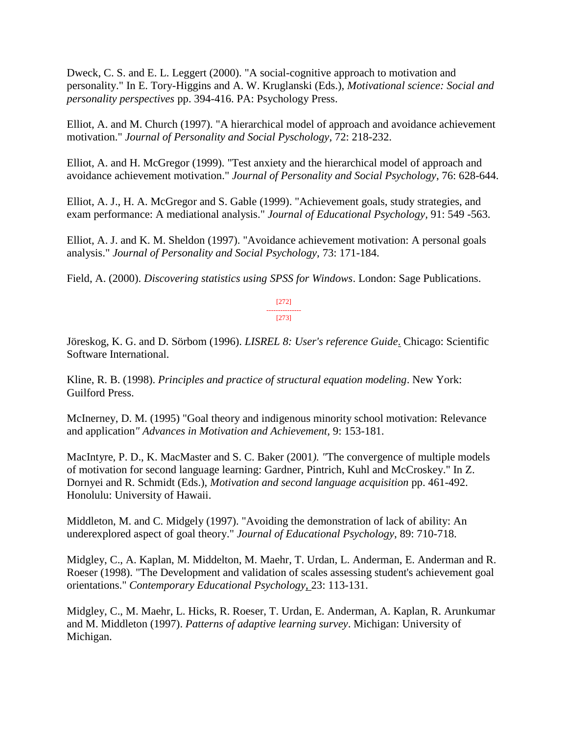Dweck, C. S. and E. L. Leggert (2000). "A social-cognitive approach to motivation and personality." In E. Tory-Higgins and A. W. Kruglanski (Eds.), *Motivational science: Social and personality perspectives* pp. 394-416. PA: Psychology Press.

Elliot, A. and M. Church (1997). "A hierarchical model of approach and avoidance achievement motivation." *Journal of Personality and Social Pyschology*, 72: 218-232.

Elliot, A. and H. McGregor (1999). "Test anxiety and the hierarchical model of approach and avoidance achievement motivation." *Journal of Personality and Social Psychology*, 76: 628-644.

Elliot, A. J., H. A. McGregor and S. Gable (1999). "Achievement goals, study strategies, and exam performance: A mediational analysis." *Journal of Educational Psychology*, 91: 549 -563.

Elliot, A. J. and K. M. Sheldon (1997). "Avoidance achievement motivation: A personal goals analysis." *Journal of Personality and Social Psychology,* 73: 171-184.

Field, A. (2000). *Discovering statistics using SPSS for Windows*. London: Sage Publications.

[272]
---------------
[273]

Jöreskog, K. G. and D. Sörbom (1996). *LISREL 8: User's reference Guide*. Chicago: Scientific Software International.

Kline, R. B. (1998). *Principles and practice of structural equation modeling*. New York: Guilford Press.

McInerney, D. M. (1995) "Goal theory and indigenous minority school motivation: Relevance and application*" Advances in Motivation and Achievement,* 9: 153-181.

MacIntyre, P. D., K. MacMaster and S. C. Baker (2001*). "*The convergence of multiple models of motivation for second language learning: Gardner, Pintrich, Kuhl and McCroskey." In Z. Dornyei and R. Schmidt (Eds.), *Motivation and second language acquisition* pp. 461-492. Honolulu: University of Hawaii.

Middleton, M. and C. Midgely (1997). "Avoiding the demonstration of lack of ability: An underexplored aspect of goal theory." *Journal of Educational Psychology*, 89: 710-718.

Midgley, C., A. Kaplan, M. Middelton, M. Maehr, T. Urdan, L. Anderman, E. Anderman and R. Roeser (1998). "The Development and validation of scales assessing student's achievement goal orientations." *Contemporary Educational Psychology*, 23: 113-131.

Midgley, C., M. Maehr, L. Hicks, R. Roeser, T. Urdan, E. Anderman, A. Kaplan, R. Arunkumar and M. Middleton (1997). *Patterns of adaptive learning survey*. Michigan: University of Michigan.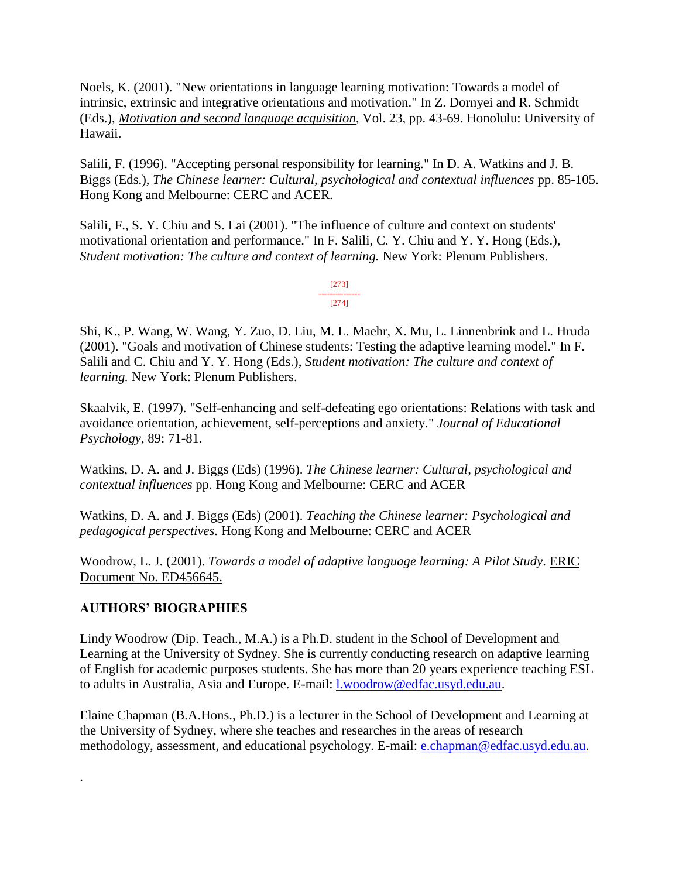Noels, K. (2001). "New orientations in language learning motivation: Towards a model of intrinsic, extrinsic and integrative orientations and motivation." In Z. Dornyei and R. Schmidt (Eds.), *Motivation and second language acquisition*, Vol. 23, pp. 43-69. Honolulu: University of Hawaii.

Salili, F. (1996). "Accepting personal responsibility for learning." In D. A. Watkins and J. B. Biggs (Eds.), *The Chinese learner: Cultural, psychological and contextual influences* pp. 85-105. Hong Kong and Melbourne: CERC and ACER.

Salili, F., S. Y. Chiu and S. Lai (2001). "The influence of culture and context on students' motivational orientation and performance." In F. Salili, C. Y. Chiu and Y. Y. Hong (Eds.), *Student motivation: The culture and context of learning.* New York: Plenum Publishers.

Shi, K., P. Wang, W. Wang, Y. Zuo, D. Liu, M. L. Maehr, X. Mu, L. Linnenbrink and L. Hruda (2001). "Goals and motivation of Chinese students: Testing the adaptive learning model." In F. Salili and C. Chiu and Y. Y. Hong (Eds.), *Student motivation: The culture and context of learning.* New York: Plenum Publishers.

Skaalvik, E. (1997). "Self-enhancing and self-defeating ego orientations: Relations with task and avoidance orientation, achievement, self-perceptions and anxiety." *Journal of Educational Psychology*, 89: 71-81.

Watkins, D. A. and J. Biggs (Eds) (1996). *The Chinese learner: Cultural, psychological and contextual influences* pp. Hong Kong and Melbourne: CERC and ACER

Watkins, D. A. and J. Biggs (Eds) (2001). *Teaching the Chinese learner: Psychological and pedagogical perspectives*. Hong Kong and Melbourne: CERC and ACER

Woodrow, L. J. (2001). *Towards a model of adaptive language learning: A Pilot Study*. ERIC Document No. ED456645.

## AUTHORS' BIOGRAPHIES

Lindy Woodrow (Dip. Teach., M.A.) is a Ph.D. student in the School of Development and Learning at the University of Sydney. She is currently conducting research on adaptive learning of English for academic purposes students. She has more than 20 years experience teaching ESL to adults in Australia, Asia and Europe. E-mail: l.woodrow@edfac.usyd.edu.au.

Elaine Chapman (B.A.Hons., Ph.D.) is a lecturer in the School of Development and Learning at the University of Sydney, where she teaches and researches in the areas of research methodology, assessment, and educational psychology. E-mail: e.chapman@edfac.usyd.edu.au.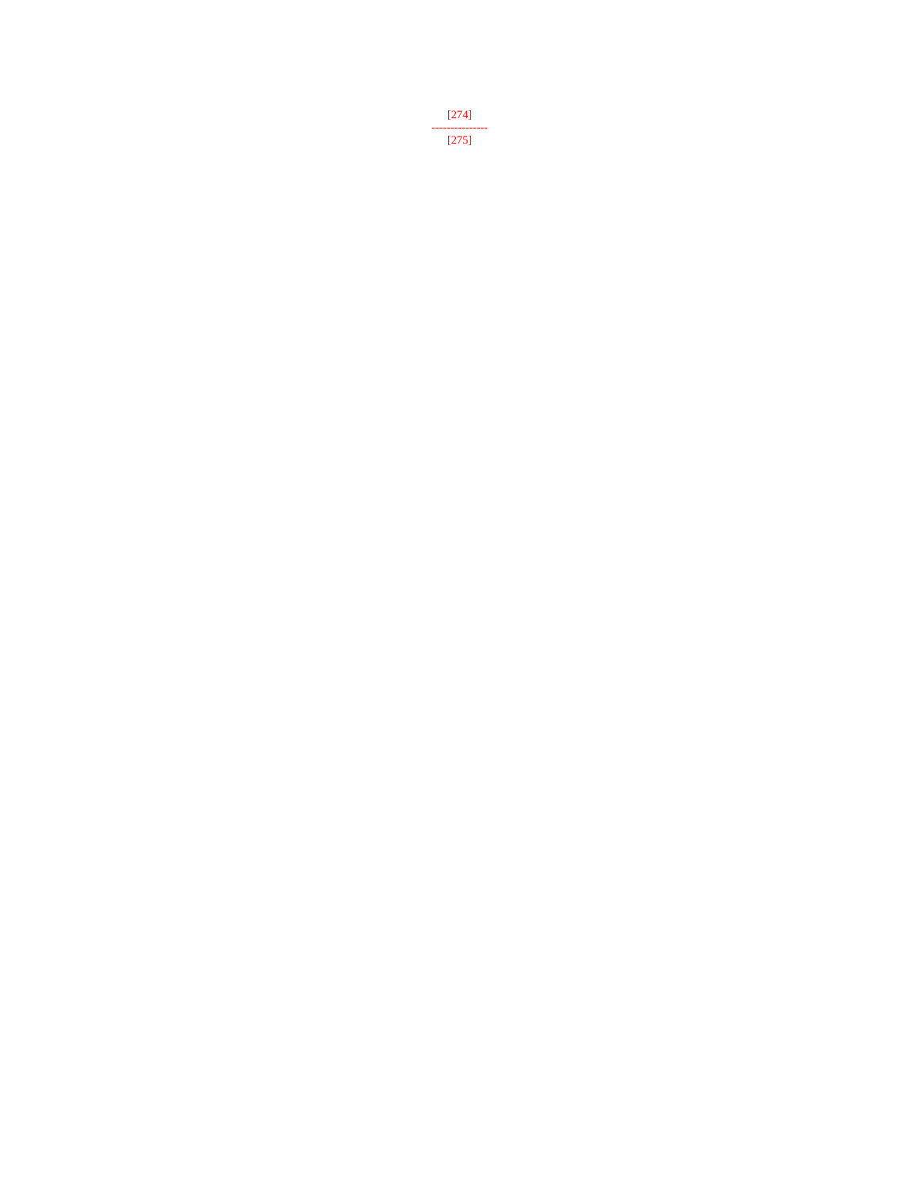[274]

---------------

[275]